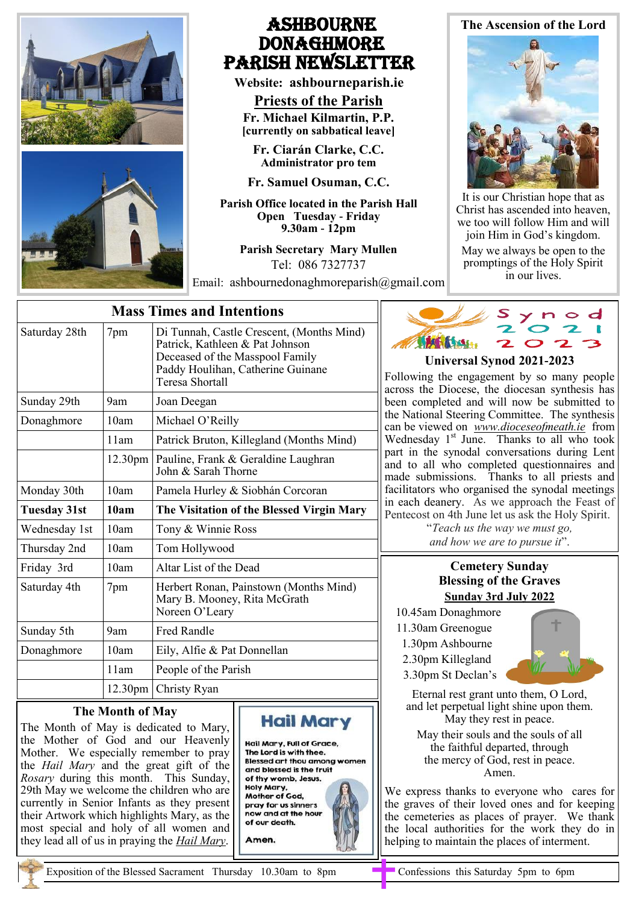# ASHBOURNE DONAGHMORE PARISH NEWSLETTER

**Website: ashbourneparish.ie**

## Priests of the Parish

**Fr. Michael Kilmartin, P.P.**
**[currently on sabbatical leave]**

**Fr. Ciarán Clarke, C.C.**
**Administrator pro tem**

**Fr. Samuel Osuman, C.C.**

**Parish Office located in the Parish Hall**
**Open Tuesday - Friday**
**9.30am - 12pm**

**Parish Secretary Mary Mullen**
Tel: 086 7327737
Email: ashbournedonaghmoreparish@gmail.com

## The Ascension of the Lord

It is our Christian hope that as Christ has ascended into heaven, we too will follow Him and will join Him in God's kingdom.

May we always be open to the promptings of the Holy Spirit in our lives.

## Mass Times and Intentions

| | | |
|---|---|---|
| Saturday 28th | 7pm | Di Tunnah, Castle Crescent, (Months Mind)<br>Patrick, Kathleen & Pat Johnson<br>Deceased of the Masspool Family<br>Paddy Houlihan, Catherine Guinane<br>Teresa Shortall |
| Sunday 29th | 9am | Joan Deegan |
| Donaghmore | 10am | Michael O'Reilly |
| | 11am | Patrick Bruton, Killegland (Months Mind) |
| | 12.30pm | Pauline, Frank & Geraldine Laughran<br>John & Sarah Thorne |
| Monday 30th | 10am | Pamela Hurley & Siobhán Corcoran |
| **Tuesday 31st** | **10am** | **The Visitation of the Blessed Virgin Mary** |
| Wednesday 1st | 10am | Tony & Winnie Ross |
| Thursday 2nd | 10am | Tom Hollywood |
| Friday 3rd | 10am | Altar List of the Dead |
| Saturday 4th | 7pm | Herbert Ronan, Painstown (Months Mind)<br>Mary B. Mooney, Rita McGrath<br>Noreen O'Leary |
| Sunday 5th | 9am | Fred Randle |
| Donaghmore | 10am | Eily, Alfie & Pat Donnellan |
| | 11am | People of the Parish |
| | 12.30pm | Christy Ryan |

## Synod 2021 2023

### Universal Synod 2021-2023

Following the engagement by so many people across the Diocese, the diocesan synthesis has been completed and will now be submitted to the National Steering Committee. The synthesis can be viewed on *www.dioceseofmeath.ie* from Wednesday 1st June. Thanks to all who took part in the synodal conversations during Lent and to all who completed questionnaires and made submissions. Thanks to all priests and facilitators who organised the synodal meetings in each deanery. As we approach the Feast of Pentecost on 4th June let us ask the Holy Spirit.

"*Teach us the way we must go,*
*and how we are to pursue it*".

## The Month of May

The Month of May is dedicated to Mary, the Mother of God and our Heavenly Mother. We especially remember to pray the *Hail Mary* and the great gift of the *Rosary* during this month. This Sunday, 29th May we welcome the children who are currently in Senior Infants as they present their Artwork which highlights Mary, as the most special and holy of all women and they lead all of us in praying the *Hail Mary*.

### Hail Mary

Hail Mary, Full of Grace,
The Lord is with thee.
Blessed art thou among women
and blessed is the fruit
of thy womb, Jesus.
Holy Mary,
Mother of God,
pray for us sinners
now and at the hour
of our death.

Amen.

## Cemetery Sunday
## Blessing of the Graves

**Sunday 3rd July 2022**

10.45am Donaghmore
11.30am Greenogue
1.30pm Ashbourne
2.30pm Killegland
3.30pm St Declan's

Eternal rest grant unto them, O Lord,
and let perpetual light shine upon them.
May they rest in peace.

May their souls and the souls of all
the faithful departed, through
the mercy of God, rest in peace.
Amen.

We express thanks to everyone who cares for the graves of their loved ones and for keeping the cemeteries as places of prayer. We thank the local authorities for the work they do in helping to maintain the places of interment.

Exposition of the Blessed Sacrament Thursday 10.30am to 8pm

Confessions this Saturday 5pm to 6pm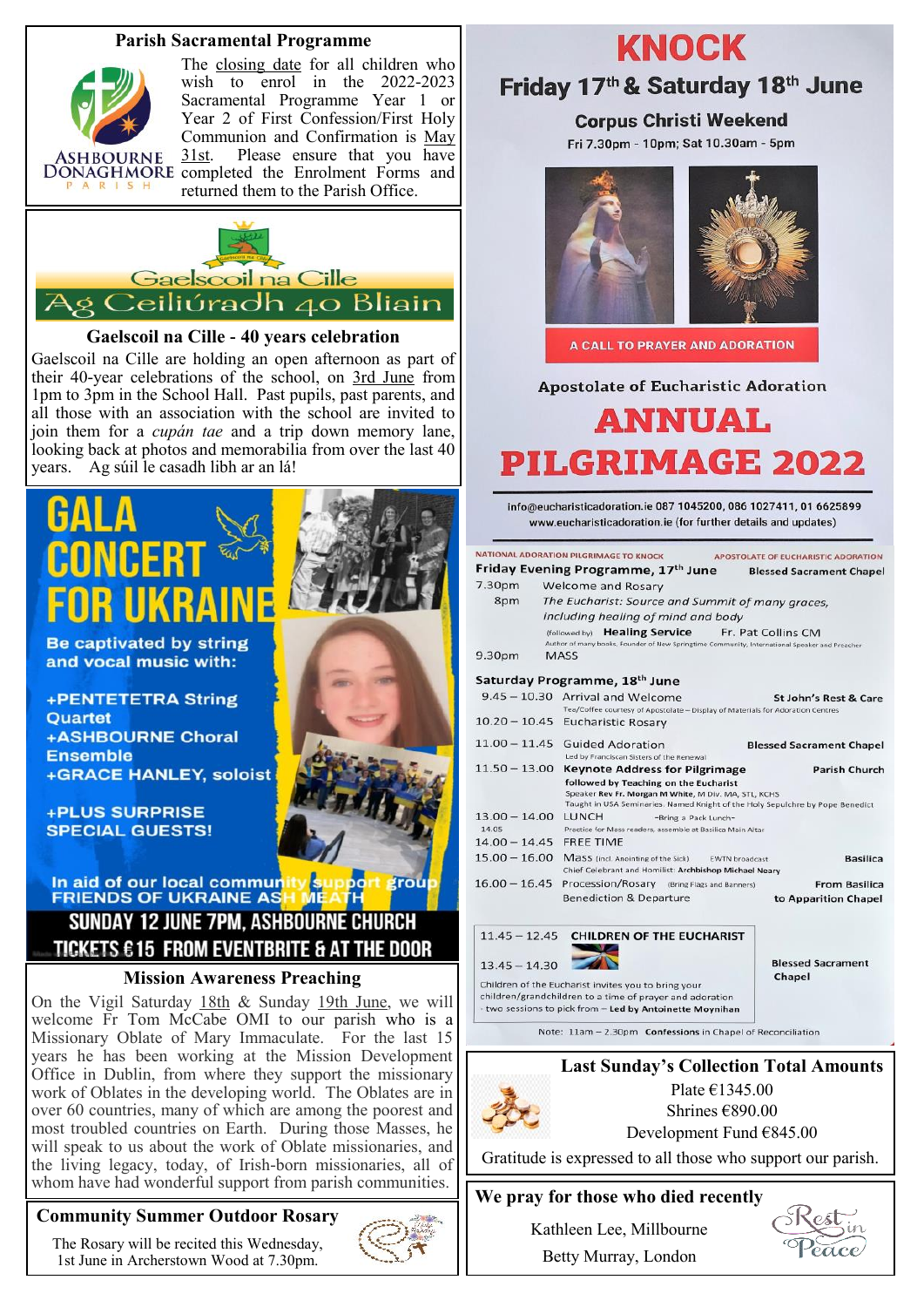## Parish Sacramental Programme

ASHBOURNE DONAGHMORE PARISH

The closing date for all children who wish to enrol in the 2022-2023 Sacramental Programme Year 1 or Year 2 of First Confession/First Holy Communion and Confirmation is May 31st. Please ensure that you have completed the Enrolment Forms and returned them to the Parish Office.

Gaelscoil na Cille
Ag Ceiliúradh 40 Bliain

## Gaelscoil na Cille - 40 years celebration

Gaelscoil na Cille are holding an open afternoon as part of their 40-year celebrations of the school, on 3rd June from 1pm to 3pm in the School Hall. Past pupils, past parents, and all those with an association with the school are invited to join them for a *cupán tae* and a trip down memory lane, looking back at photos and memorabilia from over the last 40 years. Ag súil le casadh libh ar an lá!

# GALA CONCERT FOR UKRAINE

Be captivated by string and vocal music with:

+PENTETETRA String Quartet
+ASHBOURNE Choral Ensemble
+GRACE HANLEY, soloist

+PLUS SURPRISE SPECIAL GUESTS!

In aid of our local community support group FRIENDS OF UKRAINE ASH MEATH

SUNDAY 12 JUNE 7PM, ASHBOURNE CHURCH
TICKETS €15 FROM EVENTBRITE & AT THE DOOR

## Mission Awareness Preaching

On the Vigil Saturday 18th & Sunday 19th June, we will welcome Fr Tom McCabe OMI to our parish who is a Missionary Oblate of Mary Immaculate. For the last 15 years he has been working at the Mission Development Office in Dublin, from where they support the missionary work of Oblates in the developing world. The Oblates are in over 60 countries, many of which are among the poorest and most troubled countries on Earth. During those Masses, he will speak to us about the work of Oblate missionaries, and the living legacy, today, of Irish-born missionaries, all of whom have had wonderful support from parish communities.

## Community Summer Outdoor Rosary

The Rosary will be recited this Wednesday, 1st June in Archerstown Wood at 7.30pm.

# KNOCK

## Friday 17th & Saturday 18th June

### Corpus Christi Weekend

Fri 7.30pm - 10pm; Sat 10.30am - 5pm

A CALL TO PRAYER AND ADORATION

Apostolate of Eucharistic Adoration

# ANNUAL PILGRIMAGE 2022

info@eucharisticadoration.ie 087 1045200, 086 1027411, 01 6625899
www.eucharisticadoration.ie (for further details and updates)

NATIONAL ADORATION PILGRIMAGE TO KNOCK — APOSTOLATE OF EUCHARISTIC ADORATION

**Friday Evening Programme, 17th June** — Blessed Sacrament Chapel

| | | |
|---|---|---|
| 7.30pm | Welcome and Rosary | |
| 8pm | *The Eucharist: Source and Summit of many graces, including healing of mind and body* (followed by) **Healing Service** Author of many books, Founder of New Springtime Community, International Speaker and Preacher | Fr. Pat Collins CM |
| 9.30pm | MASS | |

**Saturday Programme, 18th June**

| | | |
|---|---|---|
| 9.45 – 10.30 | Arrival and Welcome — Tea/Coffee courtesy of Apostolate – Display of Materials for Adoration Centres | St John's Rest & Care |
| 10.20 – 10.45 | Eucharistic Rosary | |
| 11.00 – 11.45 | Guided Adoration — Led by Franciscan Sisters of the Renewal | Blessed Sacrament Chapel |
| 11.50 – 13.00 | **Keynote Address for Pilgrimage** followed by Teaching on the Eucharist — Speaker Rev Fr. Morgan M White, M Div. MA, STL, KCHS. Taught in USA Seminaries. Named Knight of the Holy Sepulchre by Pope Benedict | Parish Church |
| 13.00 – 14.00 | LUNCH –Bring a Pack Lunch– (14.05 Practice for Mass readers, assemble at Basilica Main Altar) | |
| 14.00 – 14.45 | FREE TIME | |
| 15.00 – 16.00 | Mass (incl. Anointing of the Sick) EWTN broadcast — Chief Celebrant and Homilist: Archbishop Michael Neary | Basilica |
| 16.00 – 16.45 | Procession/Rosary (Bring Flags and Banners) Benediction & Departure | From Basilica to Apparition Chapel |

| | | |
|---|---|---|
| 11.45 – 12.45 | CHILDREN OF THE EUCHARIST | Blessed Sacrament Chapel |
| 13.45 – 14.30 | | |

Children of the Eucharist invites you to bring your children/grandchildren to a time of prayer and adoration - two sessions to pick from – Led by Antoinette Moynihan

Note: 11am – 2.30pm Confessions in Chapel of Reconciliation

## Last Sunday's Collection Total Amounts

Plate €1345.00
Shrines €890.00
Development Fund €845.00

Gratitude is expressed to all those who support our parish.

## We pray for those who died recently

Kathleen Lee, Millbourne
Betty Murray, London

Rest in Peace